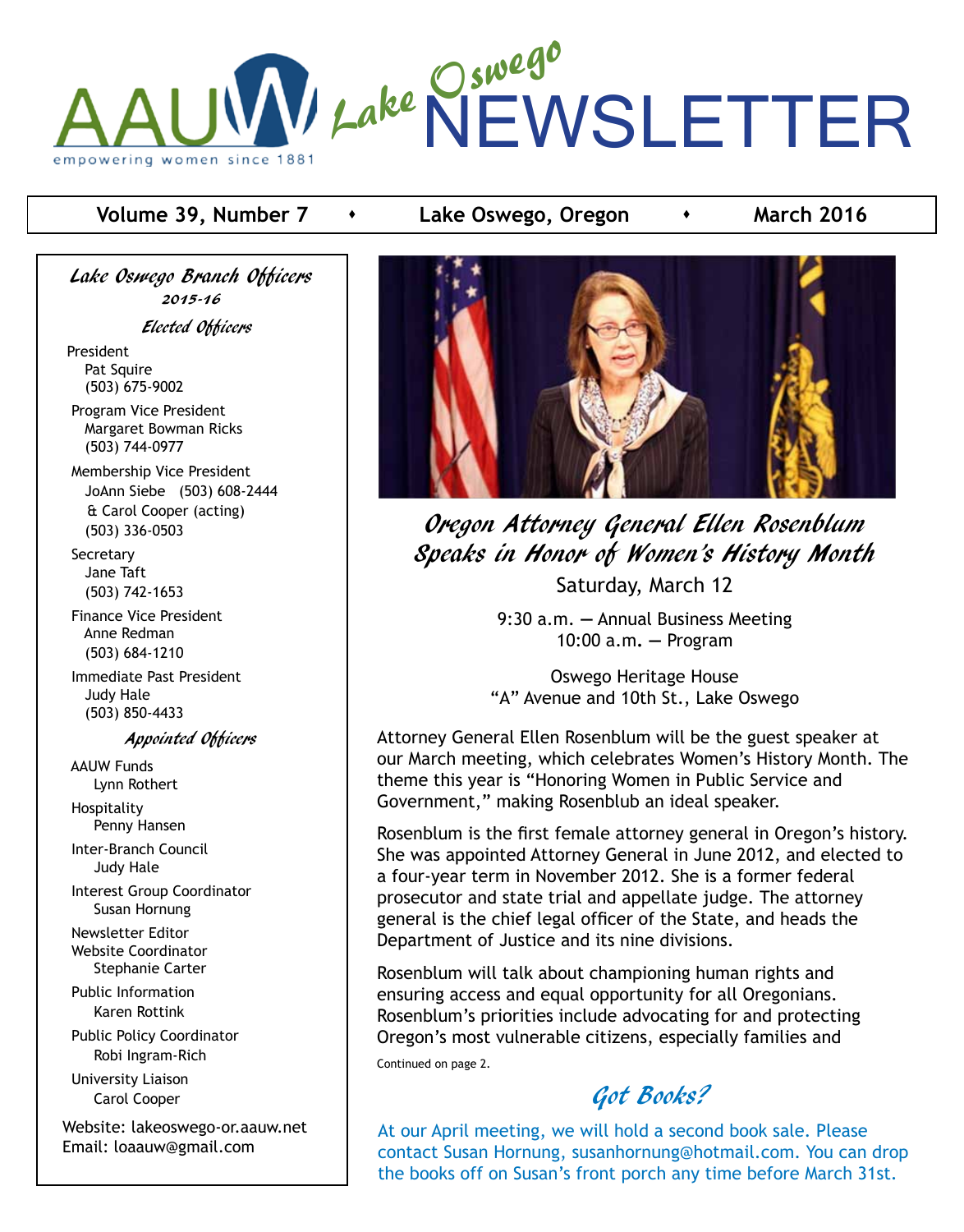# AAUW Lake Oswego NEWSLETTER

empowering women since 1881

**Volume 39, Number 7 • Lake Oswego, Oregon • March 2016**

## Oregon Attorney General Ellen Rosenblum Speaks in Honor of Women's History Month

Saturday, March 12

9:30 a.m. — Annual Business Meeting
10:00 a.m. — Program

Oswego Heritage House
"A" Avenue and 10th St., Lake Oswego

Attorney General Ellen Rosenblum will be the guest speaker at our March meeting, which celebrates Women's History Month. The theme this year is "Honoring Women in Public Service and Government," making Rosenblub an ideal speaker.

Rosenblum is the first female attorney general in Oregon's history. She was appointed Attorney General in June 2012, and elected to a four-year term in November 2012. She is a former federal prosecutor and state trial and appellate judge. The attorney general is the chief legal officer of the State, and heads the Department of Justice and its nine divisions.

Rosenblum will talk about championing human rights and ensuring access and equal opportunity for all Oregonians. Rosenblum's priorities include advocating for and protecting Oregon's most vulnerable citizens, especially families and

Continued on page 2.

## Got Books?

At our April meeting, we will hold a second book sale. Please contact Susan Hornung, susanhornung@hotmail.com. You can drop the books off on Susan's front porch any time before March 31st.

---

### Lake Oswego Branch Officers 2015-16

#### Elected Officers

President
Pat Squire
(503) 675-9002

Program Vice President
Margaret Bowman Ricks
(503) 744-0977

Membership Vice President
JoAnn Siebe (503) 608-2444
& Carol Cooper (acting)
(503) 336-0503

Secretary
Jane Taft
(503) 742-1653

Finance Vice President
Anne Redman
(503) 684-1210

Immediate Past President
Judy Hale
(503) 850-4433

#### Appointed Officers

AAUW Funds
Lynn Rothert

Hospitality
Penny Hansen

Inter-Branch Council
Judy Hale

Interest Group Coordinator
Susan Hornung

Newsletter Editor
Website Coordinator
Stephanie Carter

Public Information
Karen Rottink

Public Policy Coordinator
Robi Ingram-Rich

University Liaison
Carol Cooper

Website: lakeoswego-or.aauw.net
Email: loaauw@gmail.com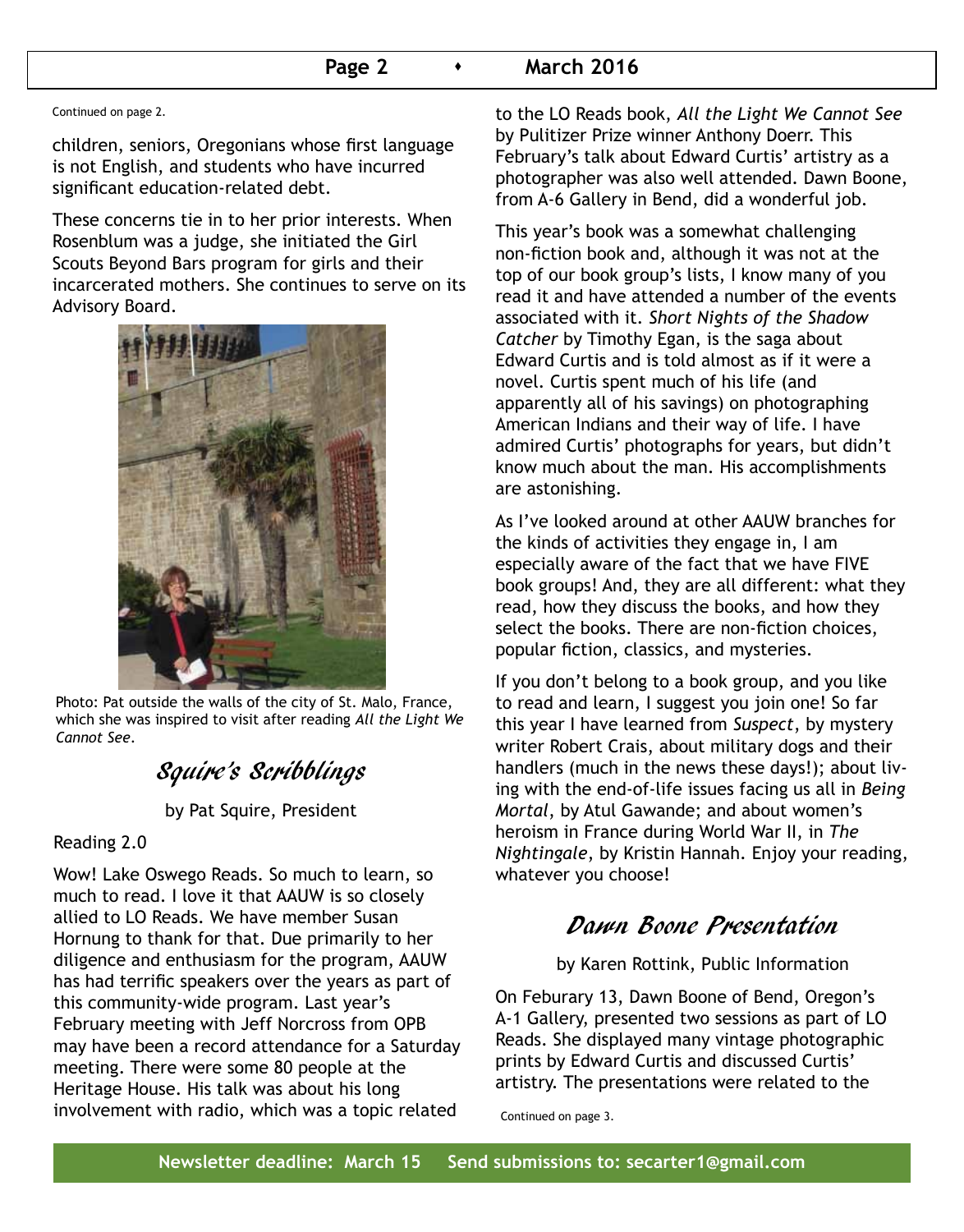Continued on page 2.

children, seniors, Oregonians whose first language is not English, and students who have incurred significant education-related debt.

These concerns tie in to her prior interests. When Rosenblum was a judge, she initiated the Girl Scouts Beyond Bars program for girls and their incarcerated mothers. She continues to serve on its Advisory Board.

Photo: Pat outside the walls of the city of St. Malo, France, which she was inspired to visit after reading *All the Light We Cannot See*.

## Squire's Scribblings

by Pat Squire, President

Reading 2.0

Wow! Lake Oswego Reads. So much to learn, so much to read. I love it that AAUW is so closely allied to LO Reads. We have member Susan Hornung to thank for that. Due primarily to her diligence and enthusiasm for the program, AAUW has had terrific speakers over the years as part of this community-wide program. Last year's February meeting with Jeff Norcross from OPB may have been a record attendance for a Saturday meeting. There were some 80 people at the Heritage House. His talk was about his long involvement with radio, which was a topic related to the LO Reads book, *All the Light We Cannot See* by Pulitzer Prize winner Anthony Doerr. This February's talk about Edward Curtis' artistry as a photographer was also well attended. Dawn Boone, from A-6 Gallery in Bend, did a wonderful job.

This year's book was a somewhat challenging non-fiction book and, although it was not at the top of our book group's lists, I know many of you read it and have attended a number of the events associated with it. *Short Nights of the Shadow Catcher* by Timothy Egan, is the saga about Edward Curtis and is told almost as if it were a novel. Curtis spent much of his life (and apparently all of his savings) on photographing American Indians and their way of life. I have admired Curtis' photographs for years, but didn't know much about the man. His accomplishments are astonishing.

As I've looked around at other AAUW branches for the kinds of activities they engage in, I am especially aware of the fact that we have FIVE book groups! And, they are all different: what they read, how they discuss the books, and how they select the books. There are non-fiction choices, popular fiction, classics, and mysteries.

If you don't belong to a book group, and you like to read and learn, I suggest you join one! So far this year I have learned from *Suspect*, by mystery writer Robert Crais, about military dogs and their handlers (much in the news these days!); about living with the end-of-life issues facing us all in *Being Mortal*, by Atul Gawande; and about women's heroism in France during World War II, in *The Nightingale*, by Kristin Hannah. Enjoy your reading, whatever you choose!

## Dawn Boone Presentation

by Karen Rottink, Public Information

On Feburary 13, Dawn Boone of Bend, Oregon's A-1 Gallery, presented two sessions as part of LO Reads. She displayed many vintage photographic prints by Edward Curtis and discussed Curtis' artistry. The presentations were related to the

Continued on page 3.

**Newsletter deadline: March 15 Send submissions to: secarter1@gmail.com**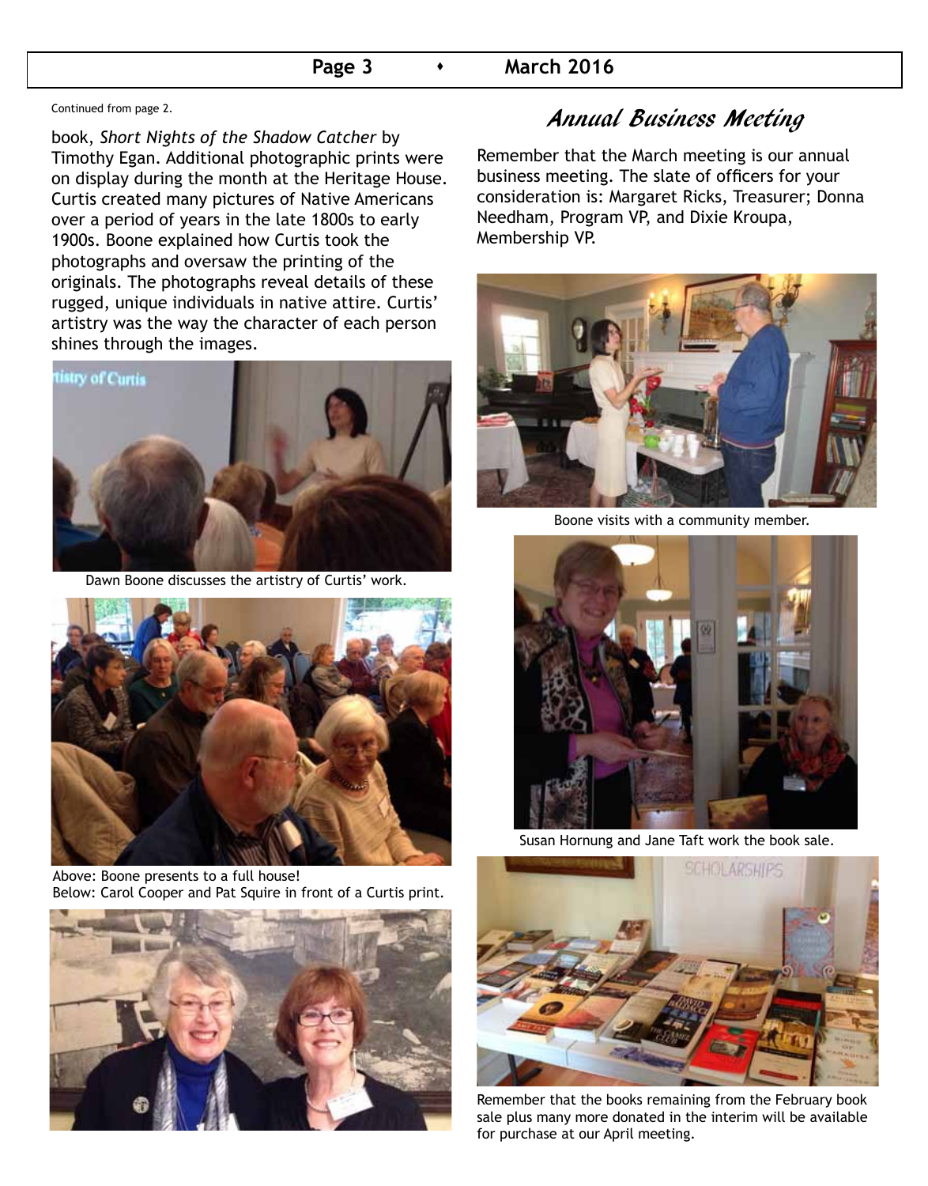Continued from page 2.

book, *Short Nights of the Shadow Catcher* by Timothy Egan. Additional photographic prints were on display during the month at the Heritage House. Curtis created many pictures of Native Americans over a period of years in the late 1800s to early 1900s. Boone explained how Curtis took the photographs and oversaw the printing of the originals. The photographs reveal details of these rugged, unique individuals in native attire. Curtis' artistry was the way the character of each person shines through the images.

Dawn Boone discusses the artistry of Curtis' work.

Above: Boone presents to a full house!
Below: Carol Cooper and Pat Squire in front of a Curtis print.

## Annual Business Meeting

Remember that the March meeting is our annual business meeting. The slate of officers for your consideration is: Margaret Ricks, Treasurer; Donna Needham, Program VP, and Dixie Kroupa, Membership VP.

Boone visits with a community member.

Susan Hornung and Jane Taft work the book sale.

Remember that the books remaining from the February book sale plus many more donated in the interim will be available for purchase at our April meeting.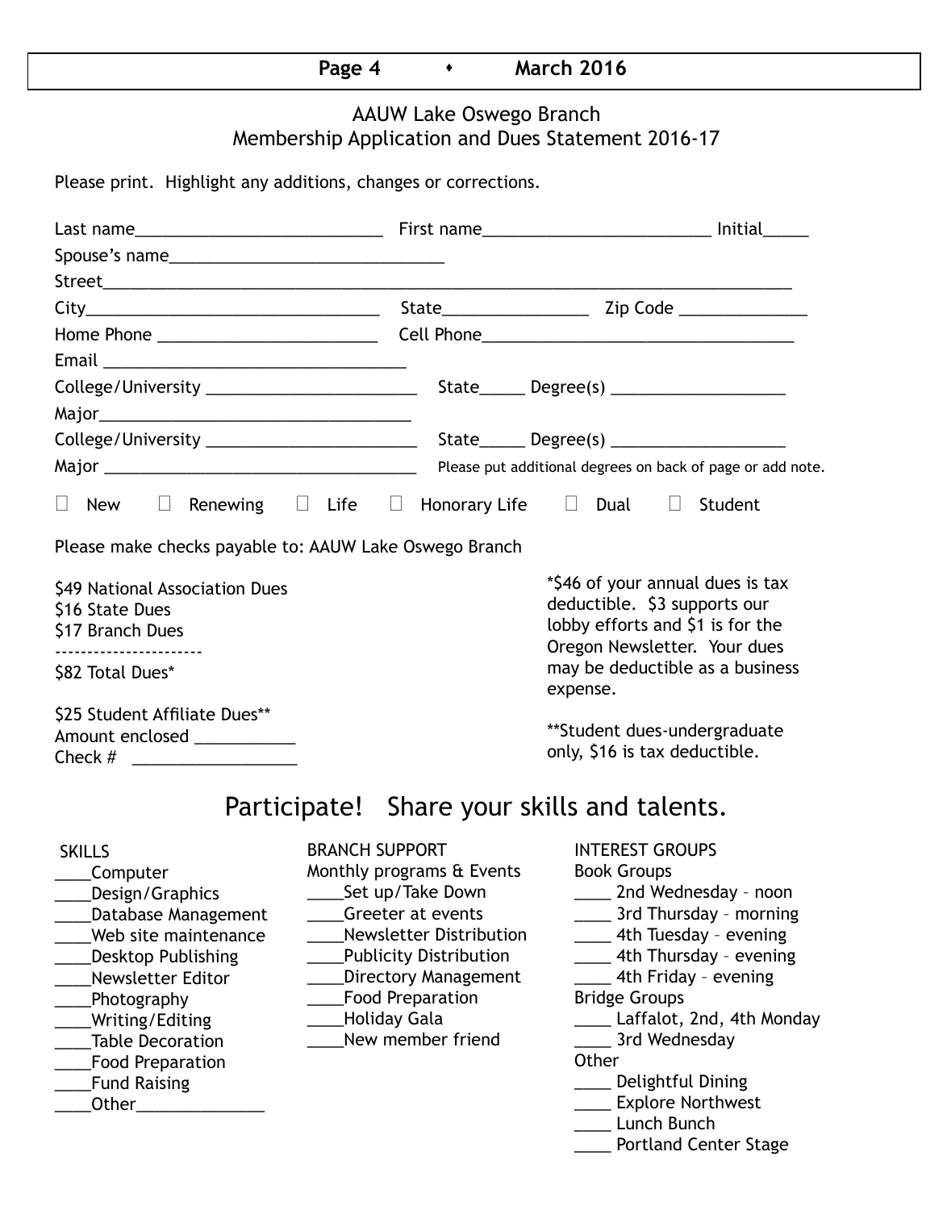## AAUW Lake Oswego Branch
## Membership Application and Dues Statement 2016-17

Please print. Highlight any additions, changes or corrections.

Last name___________________________ First name_________________________ Initial_____

Spouse's name______________________________

Street____________________________________________________________________________

City_________________________________ State________________ Zip Code ______________

Home Phone ________________________ Cell Phone___________________________________

Email _________________________________

College/University _______________________ State_____ Degree(s) ___________________

Major___________________________________

College/University _______________________ State_____ Degree(s) ___________________

Major ___________________________________ Please put additional degrees on back of page or add note.

☐ New ☐ Renewing ☐ Life ☐ Honorary Life ☐ Dual ☐ Student

Please make checks payable to: AAUW Lake Oswego Branch

$49 National Association Dues
$16 State Dues
$17 Branch Dues
----------------------
$82 Total Dues*

$25 Student Affiliate Dues**
Amount enclosed ___________
Check # __________________

*$46 of your annual dues is tax deductible. $3 supports our lobby efforts and $1 is for the Oregon Newsletter. Your dues may be deductible as a business expense.

**Student dues-undergraduate only, $16 is tax deductible.

## Participate! Share your skills and talents.

SKILLS

____Computer
____Design/Graphics
____Database Management
____Web site maintenance
____Desktop Publishing
____Newsletter Editor
____Photography
____Writing/Editing
____Table Decoration
____Food Preparation
____Fund Raising
____Other______________

BRANCH SUPPORT

Monthly programs & Events

____Set up/Take Down
____Greeter at events
____Newsletter Distribution
____Publicity Distribution
____Directory Management
____Food Preparation
____Holiday Gala
____New member friend

INTEREST GROUPS

Book Groups

____ 2nd Wednesday – noon
____ 3rd Thursday – morning
____ 4th Tuesday – evening
____ 4th Thursday – evening
____ 4th Friday – evening

Bridge Groups

____ Laffalot, 2nd, 4th Monday
____ 3rd Wednesday

Other

____ Delightful Dining
____ Explore Northwest
____ Lunch Bunch
____ Portland Center Stage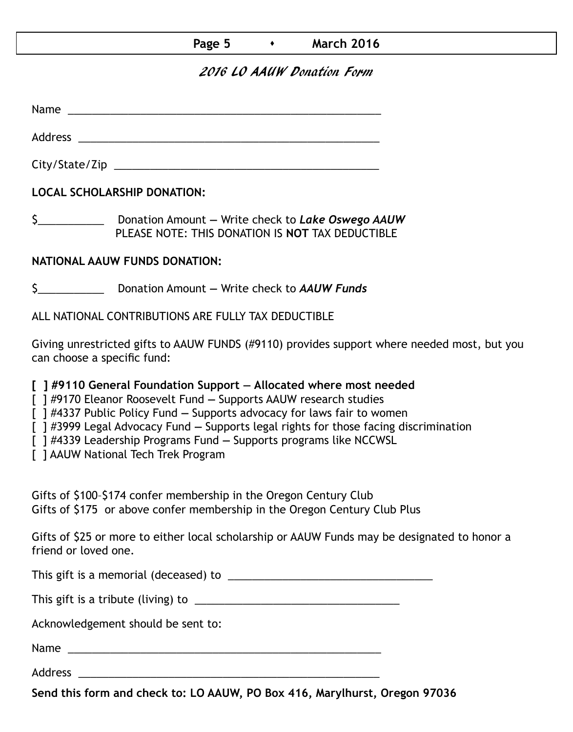## 2016 LO AAUW Donation Form

Name ____________________________________________________

Address __________________________________________________

City/State/Zip ____________________________________________

**LOCAL SCHOLARSHIP DONATION:**

$___________ Donation Amount — Write check to ***Lake Oswego AAUW***
PLEASE NOTE: THIS DONATION IS **NOT** TAX DEDUCTIBLE

**NATIONAL AAUW FUNDS DONATION:**

$___________ Donation Amount — Write check to ***AAUW Funds***

ALL NATIONAL CONTRIBUTIONS ARE FULLY TAX DEDUCTIBLE

Giving unrestricted gifts to AAUW FUNDS (#9110) provides support where needed most, but you can choose a specific fund:

**[ ] #9110 General Foundation Support — Allocated where most needed**
[ ] #9170 Eleanor Roosevelt Fund — Supports AAUW research studies
[ ] #4337 Public Policy Fund — Supports advocacy for laws fair to women
[ ] #3999 Legal Advocacy Fund — Supports legal rights for those facing discrimination
[ ] #4339 Leadership Programs Fund — Supports programs like NCCWSL
[ ] AAUW National Tech Trek Program

Gifts of $100–$174 confer membership in the Oregon Century Club
Gifts of $175 or above confer membership in the Oregon Century Club Plus

Gifts of $25 or more to either local scholarship or AAUW Funds may be designated to honor a friend or loved one.

This gift is a memorial (deceased) to ________________________________

This gift is a tribute (living) to ________________________________

Acknowledgement should be sent to:

Name ____________________________________________________

Address __________________________________________________

**Send this form and check to: LO AAUW, PO Box 416, Marylhurst, Oregon 97036**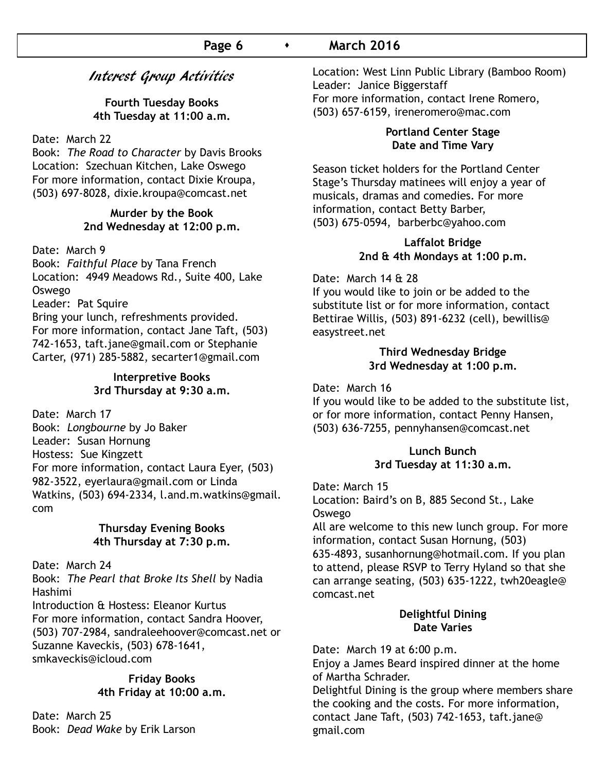## Interest Group Activities

### Fourth Tuesday Books
**4th Tuesday at 11:00 a.m.**

Date: March 22
Book: *The Road to Character* by Davis Brooks
Location: Szechuan Kitchen, Lake Oswego
For more information, contact Dixie Kroupa, (503) 697-8028, dixie.kroupa@comcast.net

### Murder by the Book
**2nd Wednesday at 12:00 p.m.**

Date: March 9
Book: *Faithful Place* by Tana French
Location: 4949 Meadows Rd., Suite 400, Lake Oswego
Leader: Pat Squire
Bring your lunch, refreshments provided.
For more information, contact Jane Taft, (503) 742-1653, taft.jane@gmail.com or Stephanie Carter, (971) 285-5882, secarter1@gmail.com

### Interpretive Books
**3rd Thursday at 9:30 a.m.**

Date: March 17
Book: *Longbourne* by Jo Baker
Leader: Susan Hornung
Hostess: Sue Kingzett
For more information, contact Laura Eyer, (503) 982-3522, eyerlaura@gmail.com or Linda Watkins, (503) 694-2334, l.and.m.watkins@gmail.com

### Thursday Evening Books
**4th Thursday at 7:30 p.m.**

Date: March 24
Book: *The Pearl that Broke Its Shell* by Nadia Hashimi
Introduction & Hostess: Eleanor Kurtus
For more information, contact Sandra Hoover, (503) 707-2984, sandraleehoover@comcast.net or Suzanne Kaveckis, (503) 678-1641, smkaveckis@icloud.com

### Friday Books
**4th Friday at 10:00 a.m.**

Date: March 25
Book: *Dead Wake* by Erik Larson
Location: West Linn Public Library (Bamboo Room)
Leader: Janice Biggerstaff
For more information, contact Irene Romero, (503) 657-6159, ireneromero@mac.com

### Portland Center Stage
**Date and Time Vary**

Season ticket holders for the Portland Center Stage's Thursday matinees will enjoy a year of musicals, dramas and comedies. For more information, contact Betty Barber, (503) 675-0594, barberbc@yahoo.com

### Laffalot Bridge
**2nd & 4th Mondays at 1:00 p.m.**

Date: March 14 & 28
If you would like to join or be added to the substitute list or for more information, contact Bettirae Willis, (503) 891-6232 (cell), bewillis@easystreet.net

### Third Wednesday Bridge
**3rd Wednesday at 1:00 p.m.**

Date: March 16
If you would like to be added to the substitute list, or for more information, contact Penny Hansen, (503) 636-7255, pennyhansen@comcast.net

### Lunch Bunch
**3rd Tuesday at 11:30 a.m.**

Date: March 15
Location: Baird's on B, 885 Second St., Lake Oswego
All are welcome to this new lunch group. For more information, contact Susan Hornung, (503) 635-4893, susanhornung@hotmail.com. If you plan to attend, please RSVP to Terry Hyland so that she can arrange seating, (503) 635-1222, twh20eagle@comcast.net

### Delightful Dining
**Date Varies**

Date: March 19 at 6:00 p.m.
Enjoy a James Beard inspired dinner at the home of Martha Schrader.
Delightful Dining is the group where members share the cooking and the costs. For more information, contact Jane Taft, (503) 742-1653, taft.jane@gmail.com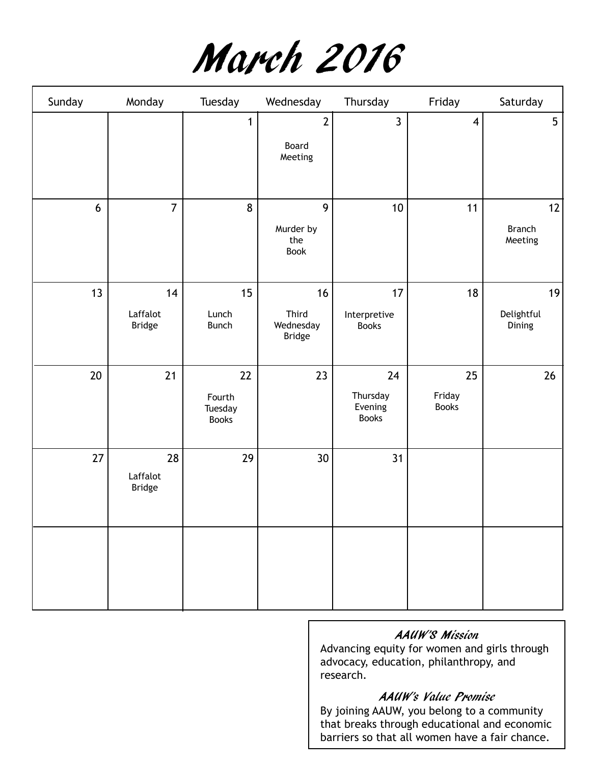# March 2016

| Sunday | Monday | Tuesday | Wednesday | Thursday | Friday | Saturday |
|---|---|---|---|---|---|---|
| | | 1 | 2 Board Meeting | 3 | 4 | 5 |
| 6 | 7 | 8 | 9 Murder by the Book | 10 | 11 | 12 Branch Meeting |
| 13 | 14 Laffalot Bridge | 15 Lunch Bunch | 16 Third Wednesday Bridge | 17 Interpretive Books | 18 | 19 Delightful Dining |
| 20 | 21 | 22 Fourth Tuesday Books | 23 | 24 Thursday Evening Books | 25 Friday Books | 26 |
| 27 | 28 Laffalot Bridge | 29 | 30 | 31 | | |
| | | | | | | |

***AAUW'S Mission***

Advancing equity for women and girls through advocacy, education, philanthropy, and research.

***AAUW's Value Promise***

By joining AAUW, you belong to a community that breaks through educational and economic barriers so that all women have a fair chance.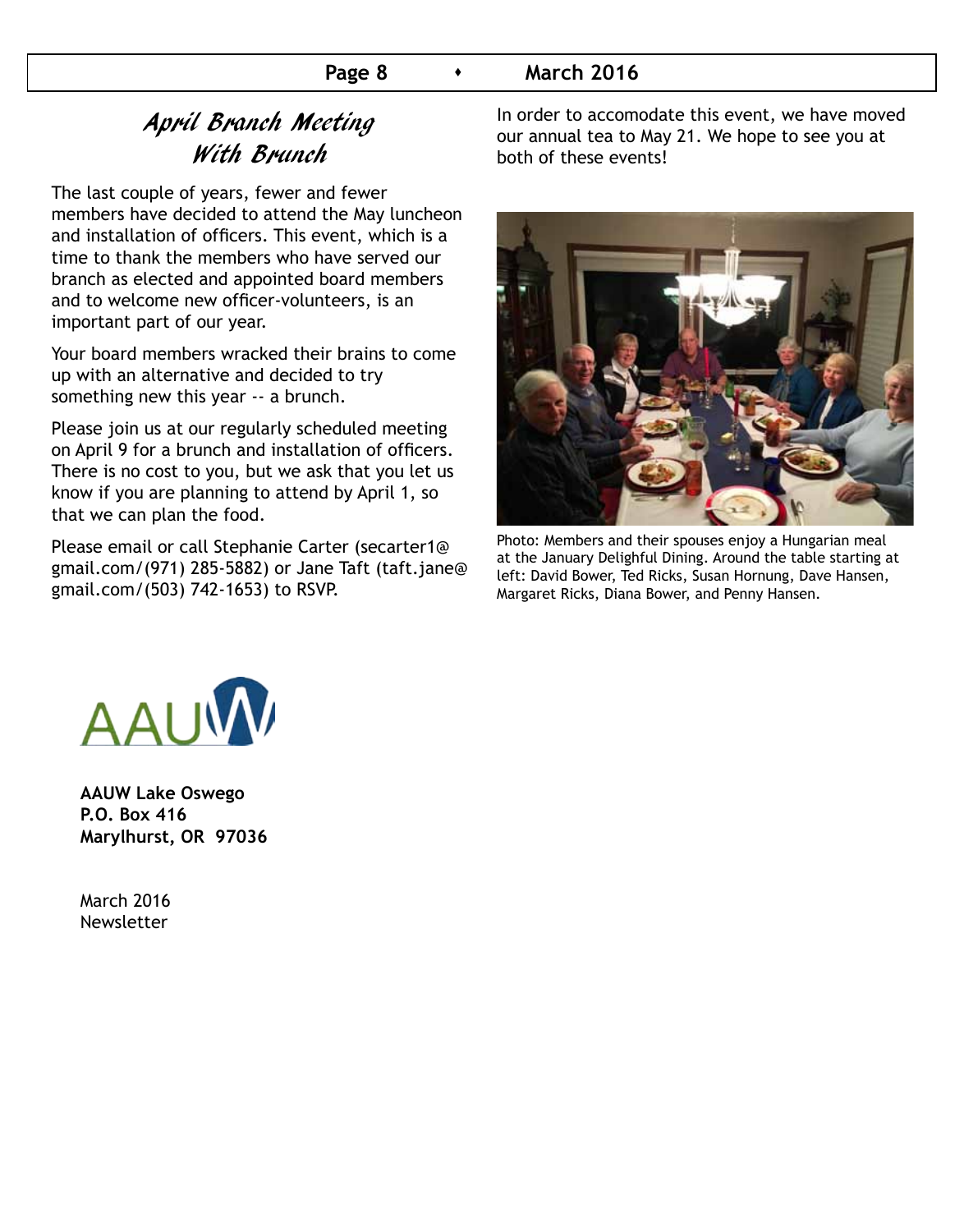## April Branch Meeting With Brunch

The last couple of years, fewer and fewer members have decided to attend the May luncheon and installation of officers. This event, which is a time to thank the members who have served our branch as elected and appointed board members and to welcome new officer-volunteers, is an important part of our year.

Your board members wracked their brains to come up with an alternative and decided to try something new this year -- a brunch.

Please join us at our regularly scheduled meeting on April 9 for a brunch and installation of officers. There is no cost to you, but we ask that you let us know if you are planning to attend by April 1, so that we can plan the food.

Please email or call Stephanie Carter (secarter1@gmail.com/(971) 285-5882) or Jane Taft (taft.jane@gmail.com/(503) 742-1653) to RSVP.

In order to accomodate this event, we have moved our annual tea to May 21. We hope to see you at both of these events!

Photo: Members and their spouses enjoy a Hungarian meal at the January Delightful Dining. Around the table starting at left: David Bower, Ted Ricks, Susan Hornung, Dave Hansen, Margaret Ricks, Diana Bower, and Penny Hansen.

AAUW

**AAUW Lake Oswego**
**P.O. Box 416**
**Marylhurst, OR 97036**

March 2016
Newsletter